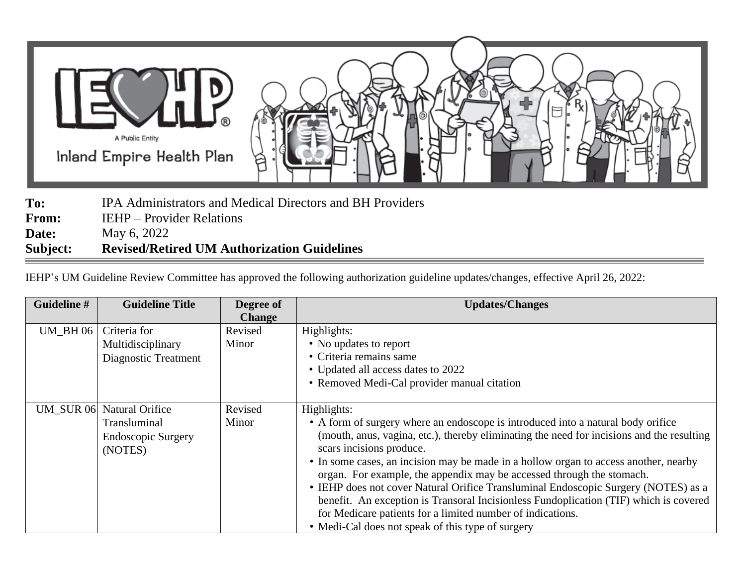IEHP® A Public Entity Inland Empire Health Plan

**To:** IPA Administrators and Medical Directors and BH Providers
**From:** IEHP – Provider Relations
**Date:** May 6, 2022
**Subject:** **Revised/Retired UM Authorization Guidelines**

IEHP's UM Guideline Review Committee has approved the following authorization guideline updates/changes, effective April 26, 2022:

| Guideline # | Guideline Title | Degree of Change | Updates/Changes |
|---|---|---|---|
| UM_BH 06 | Criteria for Multidisciplinary Diagnostic Treatment | Revised Minor | Highlights:<br>• No updates to report<br>• Criteria remains same<br>• Updated all access dates to 2022<br>• Removed Medi-Cal provider manual citation |
| UM_SUR 06 | Natural Orifice Transluminal Endoscopic Surgery (NOTES) | Revised Minor | Highlights:<br>• A form of surgery where an endoscope is introduced into a natural body orifice (mouth, anus, vagina, etc.), thereby eliminating the need for incisions and the resulting scars incisions produce.<br>• In some cases, an incision may be made in a hollow organ to access another, nearby organ. For example, the appendix may be accessed through the stomach.<br>• IEHP does not cover Natural Orifice Transluminal Endoscopic Surgery (NOTES) as a benefit. An exception is Transoral Incisionless Fundoplication (TIF) which is covered for Medicare patients for a limited number of indications.<br>• Medi-Cal does not speak of this type of surgery |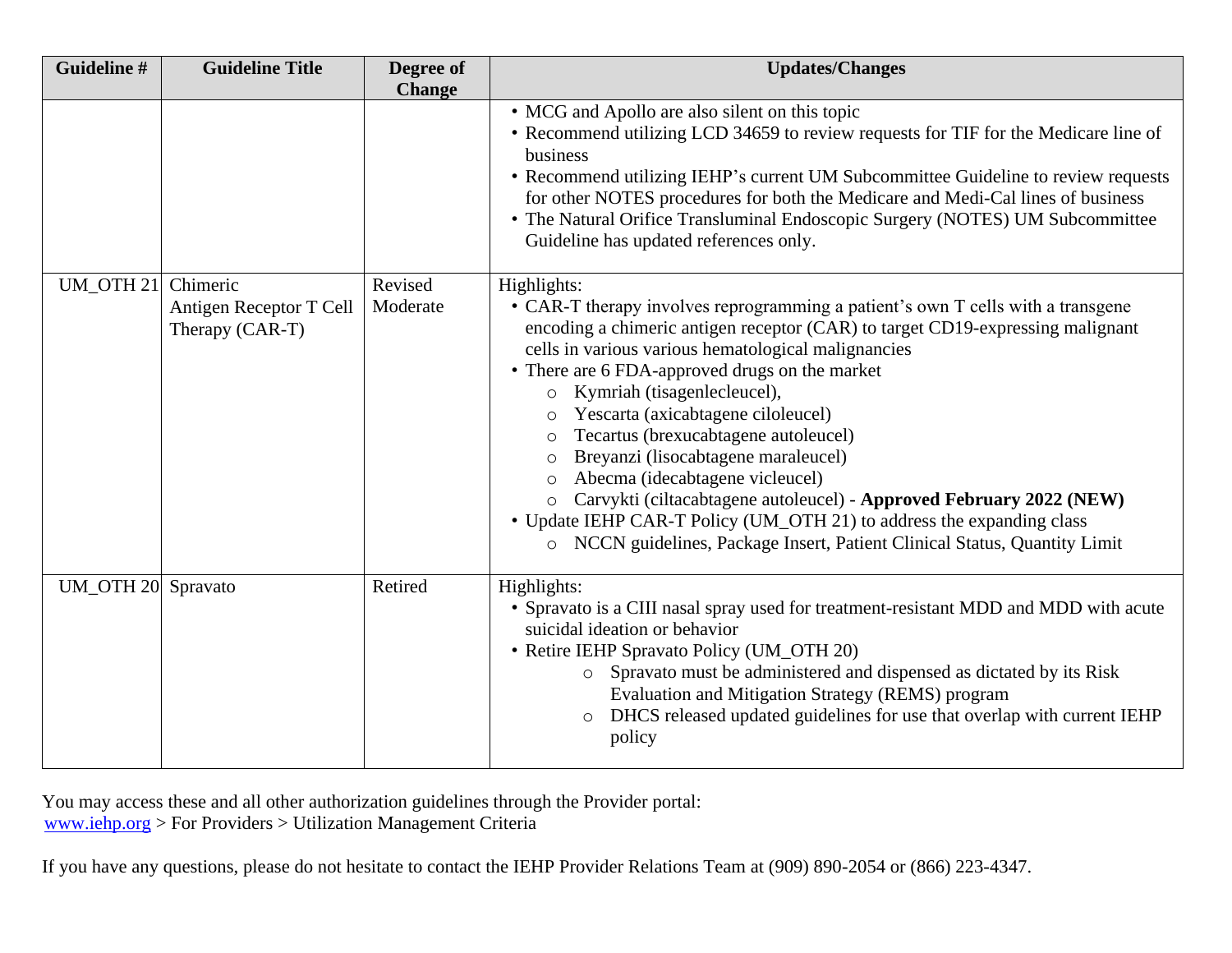| Guideline # | Guideline Title | Degree of Change | Updates/Changes |
|---|---|---|---|
| | | | • MCG and Apollo are also silent on this topic<br>• Recommend utilizing LCD 34659 to review requests for TIF for the Medicare line of business<br>• Recommend utilizing IEHP's current UM Subcommittee Guideline to review requests for other NOTES procedures for both the Medicare and Medi-Cal lines of business<br>• The Natural Orifice Transluminal Endoscopic Surgery (NOTES) UM Subcommittee Guideline has updated references only. |
| UM_OTH 21 | Chimeric Antigen Receptor T Cell Therapy (CAR-T) | Revised Moderate | Highlights:<br>• CAR-T therapy involves reprogramming a patient's own T cells with a transgene encoding a chimeric antigen receptor (CAR) to target CD19-expressing malignant cells in various various hematological malignancies<br>• There are 6 FDA-approved drugs on the market<br>○ Kymriah (tisagenlecleucel),<br>○ Yescarta (axicabtagene ciloleucel)<br>○ Tecartus (brexucabtagene autoleucel)<br>○ Breyanzi (lisocabtagene maraleucel)<br>○ Abecma (idecabtagene vicleucel)<br>○ Carvykti (ciltacabtagene autoleucel) - **Approved February 2022 (NEW)**<br>• Update IEHP CAR-T Policy (UM_OTH 21) to address the expanding class<br>○ NCCN guidelines, Package Insert, Patient Clinical Status, Quantity Limit |
| UM_OTH 20 | Spravato | Retired | Highlights:<br>• Spravato is a CIII nasal spray used for treatment-resistant MDD and MDD with acute suicidal ideation or behavior<br>• Retire IEHP Spravato Policy (UM_OTH 20)<br>○ Spravato must be administered and dispensed as dictated by its Risk Evaluation and Mitigation Strategy (REMS) program<br>○ DHCS released updated guidelines for use that overlap with current IEHP policy |

You may access these and all other authorization guidelines through the Provider portal:
[www.iehp.org](http://www.iehp.org) > For Providers > Utilization Management Criteria

If you have any questions, please do not hesitate to contact the IEHP Provider Relations Team at (909) 890-2054 or (866) 223-4347.